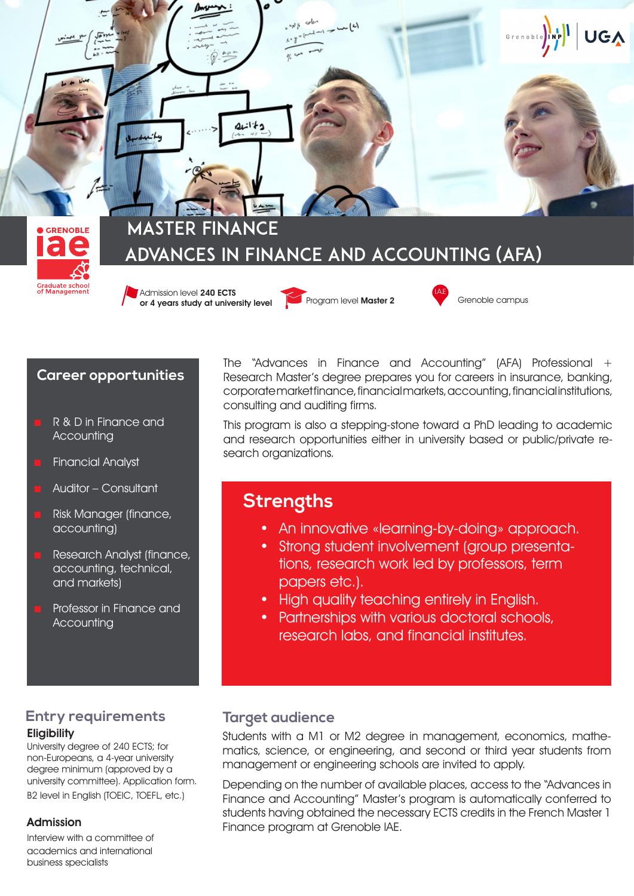GRENOBLE iae Graduate school of Management

# MASTER FINANCE

# ADVANCES IN FINANCE AND ACCOUNTING (AFA)

Admission level **240 ECTS or 4 years study at university level**

Program level **Master 2**

Grenoble campus

## Career opportunities

- R & D in Finance and Accounting
- Financial Analyst
- Auditor – Consultant
- Risk Manager (finance, accounting)
- Research Analyst (finance, accounting, technical, and markets)
- Professor in Finance and Accounting

The "Advances in Finance and Accounting" (AFA) Professional + Research Master's degree prepares you for careers in insurance, banking, corporate market finance, financial markets, accounting, financial institutions, consulting and auditing firms.

This program is also a stepping-stone toward a PhD leading to academic and research opportunities either in university based or public/private research organizations.

## Strengths

- An innovative «learning-by-doing» approach.
- Strong student involvement (group presentations, research work led by professors, term papers etc.).
- High quality teaching entirely in English.
- Partnerships with various doctoral schools, research labs, and financial institutes.

## Entry requirements

### Eligibility

University degree of 240 ECTS; for non-Europeans, a 4-year university degree minimum (approved by a university committee). Application form.

B2 level in English (TOEIC, TOEFL, etc.)

### Admission

Interview with a committee of academics and international business specialists

## Target audience

Students with a M1 or M2 degree in management, economics, mathematics, science, or engineering, and second or third year students from management or engineering schools are invited to apply.

Depending on the number of available places, access to the "Advances in Finance and Accounting" Master's program is automatically conferred to students having obtained the necessary ECTS credits in the French Master 1 Finance program at Grenoble IAE.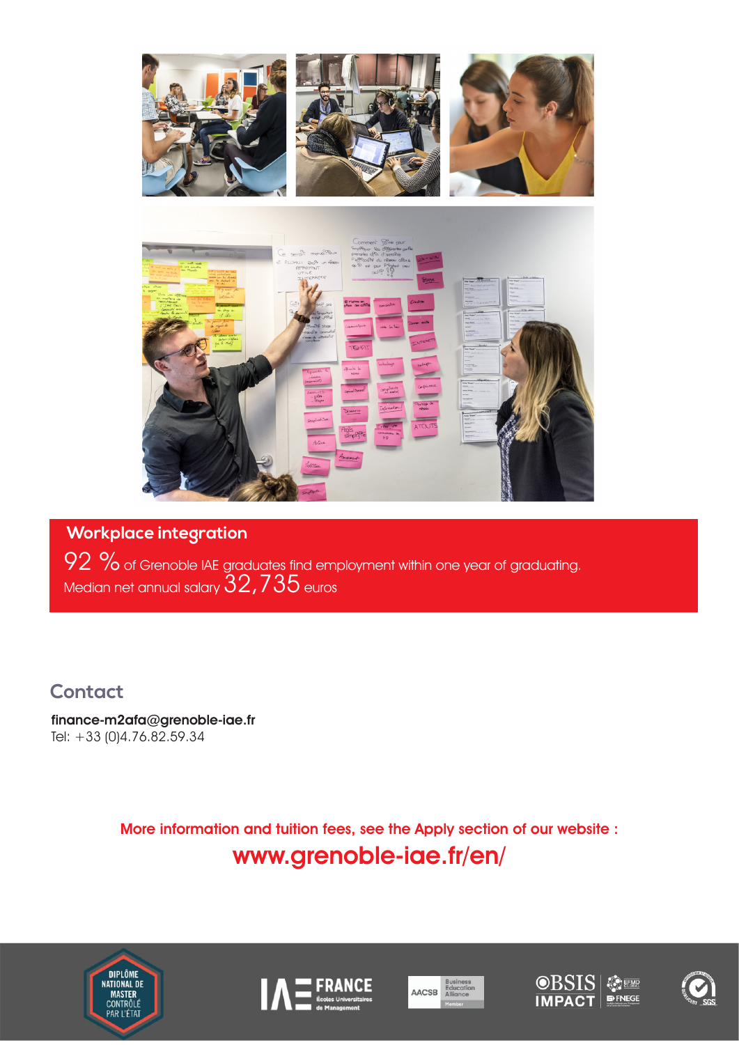## Workplace integration

92 % of Grenoble IAE graduates find employment within one year of graduating.
Median net annual salary 32,735 euros

## Contact

**finance-m2afa@grenoble-iae.fr**
Tel: +33 (0)4.76.82.59.34

More information and tuition fees, see the Apply section of our website :

**www.grenoble-iae.fr/en/**